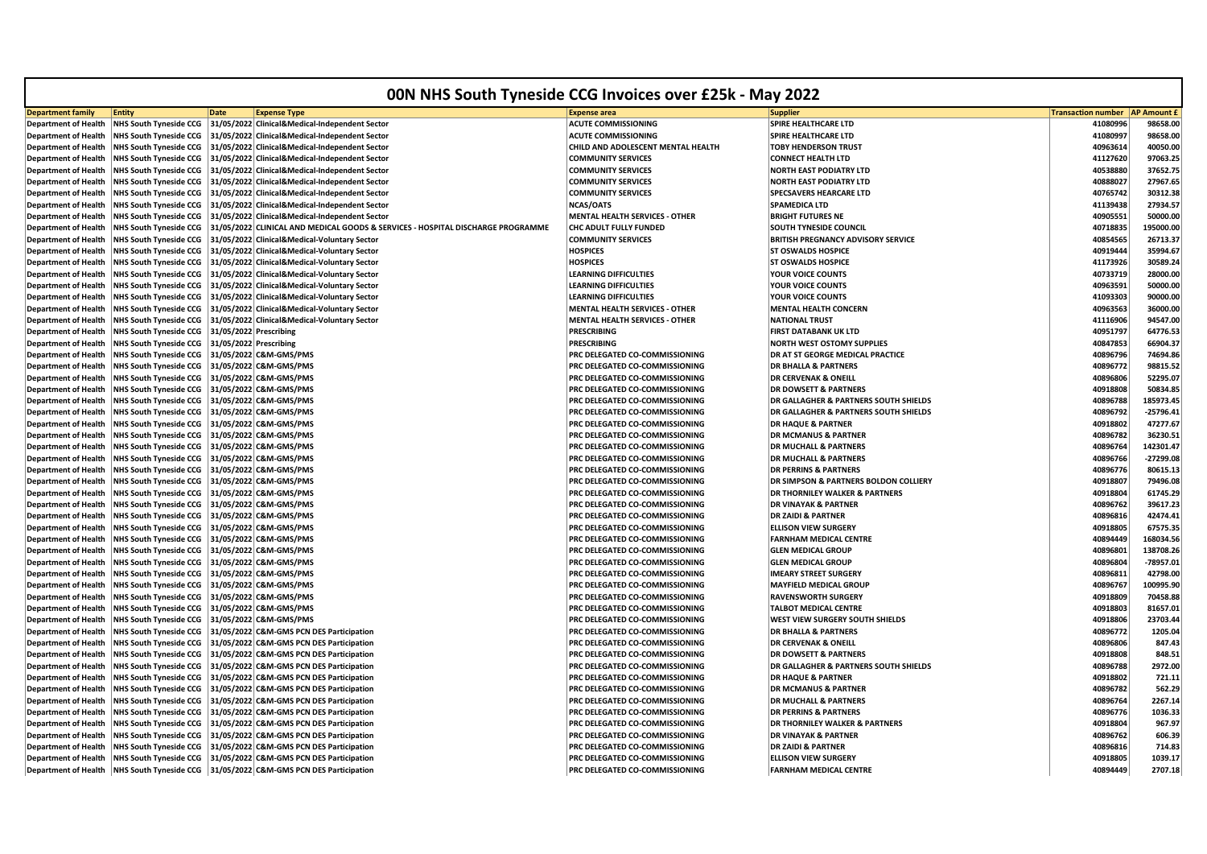# 00N NHS South Tyneside CCG Invoices over £25k - May 2022

| Department family | Entity | Date | Expense Type | Expense area | Supplier | Transaction number | AP Amount £ |
|---|---|---|---|---|---|---|---|
| Department of Health | NHS South Tyneside CCG | 31/05/2022 | Clinical&Medical-Independent Sector | ACUTE COMMISSIONING | SPIRE HEALTHCARE LTD | 41080996 | 98658.00 |
| Department of Health | NHS South Tyneside CCG | 31/05/2022 | Clinical&Medical-Independent Sector | ACUTE COMMISSIONING | SPIRE HEALTHCARE LTD | 41080997 | 98658.00 |
| Department of Health | NHS South Tyneside CCG | 31/05/2022 | Clinical&Medical-Independent Sector | CHILD AND ADOLESCENT MENTAL HEALTH | TOBY HENDERSON TRUST | 40963614 | 40050.00 |
| Department of Health | NHS South Tyneside CCG | 31/05/2022 | Clinical&Medical-Independent Sector | COMMUNITY SERVICES | CONNECT HEALTH LTD | 41127620 | 97063.25 |
| Department of Health | NHS South Tyneside CCG | 31/05/2022 | Clinical&Medical-Independent Sector | COMMUNITY SERVICES | NORTH EAST PODIATRY LTD | 40538880 | 37652.75 |
| Department of Health | NHS South Tyneside CCG | 31/05/2022 | Clinical&Medical-Independent Sector | COMMUNITY SERVICES | NORTH EAST PODIATRY LTD | 40888027 | 27967.65 |
| Department of Health | NHS South Tyneside CCG | 31/05/2022 | Clinical&Medical-Independent Sector | COMMUNITY SERVICES | SPECSAVERS HEARCARE LTD | 40765742 | 30312.38 |
| Department of Health | NHS South Tyneside CCG | 31/05/2022 | Clinical&Medical-Independent Sector | NCAS/OATS | SPAMEDICA LTD | 41139438 | 27934.57 |
| Department of Health | NHS South Tyneside CCG | 31/05/2022 | Clinical&Medical-Independent Sector | MENTAL HEALTH SERVICES - OTHER | BRIGHT FUTURES NE | 40905551 | 50000.00 |
| Department of Health | NHS South Tyneside CCG | 31/05/2022 | CLINICAL AND MEDICAL GOODS & SERVICES - HOSPITAL DISCHARGE PROGRAMME | CHC ADULT FULLY FUNDED | SOUTH TYNESIDE COUNCIL | 40718835 | 195000.00 |
| Department of Health | NHS South Tyneside CCG | 31/05/2022 | Clinical&Medical-Voluntary Sector | COMMUNITY SERVICES | BRITISH PREGNANCY ADVISORY SERVICE | 40854565 | 26713.37 |
| Department of Health | NHS South Tyneside CCG | 31/05/2022 | Clinical&Medical-Voluntary Sector | HOSPICES | ST OSWALDS HOSPICE | 40919444 | 35994.67 |
| Department of Health | NHS South Tyneside CCG | 31/05/2022 | Clinical&Medical-Voluntary Sector | HOSPICES | ST OSWALDS HOSPICE | 41173926 | 30589.24 |
| Department of Health | NHS South Tyneside CCG | 31/05/2022 | Clinical&Medical-Voluntary Sector | LEARNING DIFFICULTIES | YOUR VOICE COUNTS | 40733719 | 28000.00 |
| Department of Health | NHS South Tyneside CCG | 31/05/2022 | Clinical&Medical-Voluntary Sector | LEARNING DIFFICULTIES | YOUR VOICE COUNTS | 40963591 | 50000.00 |
| Department of Health | NHS South Tyneside CCG | 31/05/2022 | Clinical&Medical-Voluntary Sector | LEARNING DIFFICULTIES | YOUR VOICE COUNTS | 41093303 | 90000.00 |
| Department of Health | NHS South Tyneside CCG | 31/05/2022 | Clinical&Medical-Voluntary Sector | MENTAL HEALTH SERVICES - OTHER | MENTAL HEALTH CONCERN | 40963563 | 36000.00 |
| Department of Health | NHS South Tyneside CCG | 31/05/2022 | Clinical&Medical-Voluntary Sector | MENTAL HEALTH SERVICES - OTHER | NATIONAL TRUST | 41116906 | 94547.00 |
| Department of Health | NHS South Tyneside CCG | 31/05/2022 | Prescribing | PRESCRIBING | FIRST DATABANK UK LTD | 40951797 | 64776.53 |
| Department of Health | NHS South Tyneside CCG | 31/05/2022 | Prescribing | PRESCRIBING | NORTH WEST OSTOMY SUPPLIES | 40847853 | 66904.37 |
| Department of Health | NHS South Tyneside CCG | 31/05/2022 | C&M-GMS/PMS | PRC DELEGATED CO-COMMISSIONING | DR AT ST GEORGE MEDICAL PRACTICE | 40896796 | 74694.86 |
| Department of Health | NHS South Tyneside CCG | 31/05/2022 | C&M-GMS/PMS | PRC DELEGATED CO-COMMISSIONING | DR BHALLA & PARTNERS | 40896772 | 98815.52 |
| Department of Health | NHS South Tyneside CCG | 31/05/2022 | C&M-GMS/PMS | PRC DELEGATED CO-COMMISSIONING | DR CERVENAK & ONEILL | 40896806 | 52295.07 |
| Department of Health | NHS South Tyneside CCG | 31/05/2022 | C&M-GMS/PMS | PRC DELEGATED CO-COMMISSIONING | DR DOWSETT & PARTNERS | 40918808 | 50834.85 |
| Department of Health | NHS South Tyneside CCG | 31/05/2022 | C&M-GMS/PMS | PRC DELEGATED CO-COMMISSIONING | DR GALLAGHER & PARTNERS SOUTH SHIELDS | 40896788 | 185973.45 |
| Department of Health | NHS South Tyneside CCG | 31/05/2022 | C&M-GMS/PMS | PRC DELEGATED CO-COMMISSIONING | DR GALLAGHER & PARTNERS SOUTH SHIELDS | 40896792 | -25796.41 |
| Department of Health | NHS South Tyneside CCG | 31/05/2022 | C&M-GMS/PMS | PRC DELEGATED CO-COMMISSIONING | DR HAQUE & PARTNER | 40918802 | 47277.67 |
| Department of Health | NHS South Tyneside CCG | 31/05/2022 | C&M-GMS/PMS | PRC DELEGATED CO-COMMISSIONING | DR MCMANUS & PARTNER | 40896782 | 36230.51 |
| Department of Health | NHS South Tyneside CCG | 31/05/2022 | C&M-GMS/PMS | PRC DELEGATED CO-COMMISSIONING | DR MUCHALL & PARTNERS | 40896764 | 142301.47 |
| Department of Health | NHS South Tyneside CCG | 31/05/2022 | C&M-GMS/PMS | PRC DELEGATED CO-COMMISSIONING | DR MUCHALL & PARTNERS | 40896766 | -27299.08 |
| Department of Health | NHS South Tyneside CCG | 31/05/2022 | C&M-GMS/PMS | PRC DELEGATED CO-COMMISSIONING | DR PERRINS & PARTNERS | 40896776 | 80615.13 |
| Department of Health | NHS South Tyneside CCG | 31/05/2022 | C&M-GMS/PMS | PRC DELEGATED CO-COMMISSIONING | DR SIMPSON & PARTNERS BOLDON COLLIERY | 40918807 | 79496.08 |
| Department of Health | NHS South Tyneside CCG | 31/05/2022 | C&M-GMS/PMS | PRC DELEGATED CO-COMMISSIONING | DR THORNILEY WALKER & PARTNERS | 40918804 | 61745.29 |
| Department of Health | NHS South Tyneside CCG | 31/05/2022 | C&M-GMS/PMS | PRC DELEGATED CO-COMMISSIONING | DR VINAYAK & PARTNER | 40896762 | 39617.23 |
| Department of Health | NHS South Tyneside CCG | 31/05/2022 | C&M-GMS/PMS | PRC DELEGATED CO-COMMISSIONING | DR ZAIDI & PARTNER | 40896816 | 42474.41 |
| Department of Health | NHS South Tyneside CCG | 31/05/2022 | C&M-GMS/PMS | PRC DELEGATED CO-COMMISSIONING | ELLISON VIEW SURGERY | 40918805 | 67575.35 |
| Department of Health | NHS South Tyneside CCG | 31/05/2022 | C&M-GMS/PMS | PRC DELEGATED CO-COMMISSIONING | FARNHAM MEDICAL CENTRE | 40894449 | 168034.56 |
| Department of Health | NHS South Tyneside CCG | 31/05/2022 | C&M-GMS/PMS | PRC DELEGATED CO-COMMISSIONING | GLEN MEDICAL GROUP | 40896801 | 138708.26 |
| Department of Health | NHS South Tyneside CCG | 31/05/2022 | C&M-GMS/PMS | PRC DELEGATED CO-COMMISSIONING | GLEN MEDICAL GROUP | 40896804 | -78957.01 |
| Department of Health | NHS South Tyneside CCG | 31/05/2022 | C&M-GMS/PMS | PRC DELEGATED CO-COMMISSIONING | IMEARY STREET SURGERY | 40896811 | 42798.00 |
| Department of Health | NHS South Tyneside CCG | 31/05/2022 | C&M-GMS/PMS | PRC DELEGATED CO-COMMISSIONING | MAYFIELD MEDICAL GROUP | 40896767 | 100995.90 |
| Department of Health | NHS South Tyneside CCG | 31/05/2022 | C&M-GMS/PMS | PRC DELEGATED CO-COMMISSIONING | RAVENSWORTH SURGERY | 40918809 | 70458.88 |
| Department of Health | NHS South Tyneside CCG | 31/05/2022 | C&M-GMS/PMS | PRC DELEGATED CO-COMMISSIONING | TALBOT MEDICAL CENTRE | 40918803 | 81657.01 |
| Department of Health | NHS South Tyneside CCG | 31/05/2022 | C&M-GMS/PMS | PRC DELEGATED CO-COMMISSIONING | WEST VIEW SURGERY SOUTH SHIELDS | 40918806 | 23703.44 |
| Department of Health | NHS South Tyneside CCG | 31/05/2022 | C&M-GMS PCN DES Participation | PRC DELEGATED CO-COMMISSIONING | DR BHALLA & PARTNERS | 40896772 | 1205.04 |
| Department of Health | NHS South Tyneside CCG | 31/05/2022 | C&M-GMS PCN DES Participation | PRC DELEGATED CO-COMMISSIONING | DR CERVENAK & ONEILL | 40896806 | 847.43 |
| Department of Health | NHS South Tyneside CCG | 31/05/2022 | C&M-GMS PCN DES Participation | PRC DELEGATED CO-COMMISSIONING | DR DOWSETT & PARTNERS | 40918808 | 848.51 |
| Department of Health | NHS South Tyneside CCG | 31/05/2022 | C&M-GMS PCN DES Participation | PRC DELEGATED CO-COMMISSIONING | DR GALLAGHER & PARTNERS SOUTH SHIELDS | 40896788 | 2972.00 |
| Department of Health | NHS South Tyneside CCG | 31/05/2022 | C&M-GMS PCN DES Participation | PRC DELEGATED CO-COMMISSIONING | DR HAQUE & PARTNER | 40918802 | 721.11 |
| Department of Health | NHS South Tyneside CCG | 31/05/2022 | C&M-GMS PCN DES Participation | PRC DELEGATED CO-COMMISSIONING | DR MCMANUS & PARTNER | 40896782 | 562.29 |
| Department of Health | NHS South Tyneside CCG | 31/05/2022 | C&M-GMS PCN DES Participation | PRC DELEGATED CO-COMMISSIONING | DR MUCHALL & PARTNERS | 40896764 | 2267.14 |
| Department of Health | NHS South Tyneside CCG | 31/05/2022 | C&M-GMS PCN DES Participation | PRC DELEGATED CO-COMMISSIONING | DR PERRINS & PARTNERS | 40896776 | 1036.33 |
| Department of Health | NHS South Tyneside CCG | 31/05/2022 | C&M-GMS PCN DES Participation | PRC DELEGATED CO-COMMISSIONING | DR THORNILEY WALKER & PARTNERS | 40918804 | 967.97 |
| Department of Health | NHS South Tyneside CCG | 31/05/2022 | C&M-GMS PCN DES Participation | PRC DELEGATED CO-COMMISSIONING | DR VINAYAK & PARTNER | 40896762 | 606.39 |
| Department of Health | NHS South Tyneside CCG | 31/05/2022 | C&M-GMS PCN DES Participation | PRC DELEGATED CO-COMMISSIONING | DR ZAIDI & PARTNER | 40896816 | 714.83 |
| Department of Health | NHS South Tyneside CCG | 31/05/2022 | C&M-GMS PCN DES Participation | PRC DELEGATED CO-COMMISSIONING | ELLISON VIEW SURGERY | 40918805 | 1039.17 |
| Department of Health | NHS South Tyneside CCG | 31/05/2022 | C&M-GMS PCN DES Participation | PRC DELEGATED CO-COMMISSIONING | FARNHAM MEDICAL CENTRE | 40894449 | 2707.18 |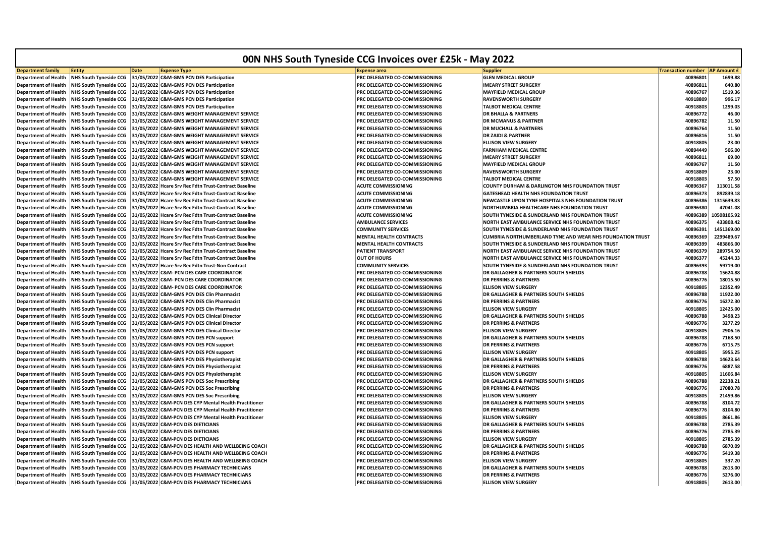# 00N NHS South Tyneside CCG Invoices over £25k - May 2022

| Department family | Entity | Date | Expense Type | Expense area | Supplier | Transaction number | AP Amount £ |
|---|---|---|---|---|---|---|---|
| Department of Health | NHS South Tyneside CCG | 31/05/2022 | C&M-GMS PCN DES Participation | PRC DELEGATED CO-COMMISSIONING | GLEN MEDICAL GROUP | 40896801 | 1699.88 |
| Department of Health | NHS South Tyneside CCG | 31/05/2022 | C&M-GMS PCN DES Participation | PRC DELEGATED CO-COMMISSIONING | IMEARY STREET SURGERY | 40896811 | 640.80 |
| Department of Health | NHS South Tyneside CCG | 31/05/2022 | C&M-GMS PCN DES Participation | PRC DELEGATED CO-COMMISSIONING | MAYFIELD MEDICAL GROUP | 40896767 | 1519.36 |
| Department of Health | NHS South Tyneside CCG | 31/05/2022 | C&M-GMS PCN DES Participation | PRC DELEGATED CO-COMMISSIONING | RAVENSWORTH SURGERY | 40918809 | 996.17 |
| Department of Health | NHS South Tyneside CCG | 31/05/2022 | C&M-GMS PCN DES Participation | PRC DELEGATED CO-COMMISSIONING | TALBOT MEDICAL CENTRE | 40918803 | 1299.03 |
| Department of Health | NHS South Tyneside CCG | 31/05/2022 | C&M-GMS WEIGHT MANAGEMENT SERVICE | PRC DELEGATED CO-COMMISSIONING | DR BHALLA & PARTNERS | 40896772 | 46.00 |
| Department of Health | NHS South Tyneside CCG | 31/05/2022 | C&M-GMS WEIGHT MANAGEMENT SERVICE | PRC DELEGATED CO-COMMISSIONING | DR MCMANUS & PARTNER | 40896782 | 11.50 |
| Department of Health | NHS South Tyneside CCG | 31/05/2022 | C&M-GMS WEIGHT MANAGEMENT SERVICE | PRC DELEGATED CO-COMMISSIONING | DR MUCHALL & PARTNERS | 40896764 | 11.50 |
| Department of Health | NHS South Tyneside CCG | 31/05/2022 | C&M-GMS WEIGHT MANAGEMENT SERVICE | PRC DELEGATED CO-COMMISSIONING | DR ZAIDI & PARTNER | 40896816 | 11.50 |
| Department of Health | NHS South Tyneside CCG | 31/05/2022 | C&M-GMS WEIGHT MANAGEMENT SERVICE | PRC DELEGATED CO-COMMISSIONING | ELLISON VIEW SURGERY | 40918805 | 23.00 |
| Department of Health | NHS South Tyneside CCG | 31/05/2022 | C&M-GMS WEIGHT MANAGEMENT SERVICE | PRC DELEGATED CO-COMMISSIONING | FARNHAM MEDICAL CENTRE | 40894449 | 506.00 |
| Department of Health | NHS South Tyneside CCG | 31/05/2022 | C&M-GMS WEIGHT MANAGEMENT SERVICE | PRC DELEGATED CO-COMMISSIONING | IMEARY STREET SURGERY | 40896811 | 69.00 |
| Department of Health | NHS South Tyneside CCG | 31/05/2022 | C&M-GMS WEIGHT MANAGEMENT SERVICE | PRC DELEGATED CO-COMMISSIONING | MAYFIELD MEDICAL GROUP | 40896767 | 11.50 |
| Department of Health | NHS South Tyneside CCG | 31/05/2022 | C&M-GMS WEIGHT MANAGEMENT SERVICE | PRC DELEGATED CO-COMMISSIONING | RAVENSWORTH SURGERY | 40918809 | 23.00 |
| Department of Health | NHS South Tyneside CCG | 31/05/2022 | C&M-GMS WEIGHT MANAGEMENT SERVICE | PRC DELEGATED CO-COMMISSIONING | TALBOT MEDICAL CENTRE | 40918803 | 57.50 |
| Department of Health | NHS South Tyneside CCG | 31/05/2022 | Hcare Srv Rec Fdtn Trust-Contract Baseline | ACUTE COMMISSIONING | COUNTY DURHAM & DARLINGTON NHS FOUNDATION TRUST | 40896367 | 113011.58 |
| Department of Health | NHS South Tyneside CCG | 31/05/2022 | Hcare Srv Rec Fdtn Trust-Contract Baseline | ACUTE COMMISSIONING | GATESHEAD HEALTH NHS FOUNDATION TRUST | 40896373 | 892839.18 |
| Department of Health | NHS South Tyneside CCG | 31/05/2022 | Hcare Srv Rec Fdtn Trust-Contract Baseline | ACUTE COMMISSIONING | NEWCASTLE UPON TYNE HOSPITALS NHS FOUNDATION TRUST | 40896386 | 1315639.83 |
| Department of Health | NHS South Tyneside CCG | 31/05/2022 | Hcare Srv Rec Fdtn Trust-Contract Baseline | ACUTE COMMISSIONING | NORTHUMBRIA HEALTHCARE NHS FOUNDATION TRUST | 40896380 | 47041.08 |
| Department of Health | NHS South Tyneside CCG | 31/05/2022 | Hcare Srv Rec Fdtn Trust-Contract Baseline | ACUTE COMMISSIONING | SOUTH TYNESIDE & SUNDERLAND NHS FOUNDATION TRUST | 40896389 | 10508105.92 |
| Department of Health | NHS South Tyneside CCG | 31/05/2022 | Hcare Srv Rec Fdtn Trust-Contract Baseline | AMBULANCE SERVICES | NORTH EAST AMBULANCE SERVICE NHS FOUNDATION TRUST | 40896375 | 433808.42 |
| Department of Health | NHS South Tyneside CCG | 31/05/2022 | Hcare Srv Rec Fdtn Trust-Contract Baseline | COMMUNITY SERVICES | SOUTH TYNESIDE & SUNDERLAND NHS FOUNDATION TRUST | 40896391 | 1451369.00 |
| Department of Health | NHS South Tyneside CCG | 31/05/2022 | Hcare Srv Rec Fdtn Trust-Contract Baseline | MENTAL HEALTH CONTRACTS | CUMBRIA NORTHUMBERLAND TYNE AND WEAR NHS FOUNDATION TRUST | 40896369 | 2299489.67 |
| Department of Health | NHS South Tyneside CCG | 31/05/2022 | Hcare Srv Rec Fdtn Trust-Contract Baseline | MENTAL HEALTH CONTRACTS | SOUTH TYNESIDE & SUNDERLAND NHS FOUNDATION TRUST | 40896399 | 483866.00 |
| Department of Health | NHS South Tyneside CCG | 31/05/2022 | Hcare Srv Rec Fdtn Trust-Contract Baseline | PATIENT TRANSPORT | NORTH EAST AMBULANCE SERVICE NHS FOUNDATION TRUST | 40896379 | 289754.50 |
| Department of Health | NHS South Tyneside CCG | 31/05/2022 | Hcare Srv Rec Fdtn Trust-Contract Baseline | OUT OF HOURS | NORTH EAST AMBULANCE SERVICE NHS FOUNDATION TRUST | 40896377 | 45244.33 |
| Department of Health | NHS South Tyneside CCG | 31/05/2022 | Hcare Srv Rec Fdtn Trust-Non Contract | COMMUNITY SERVICES | SOUTH TYNESIDE & SUNDERLAND NHS FOUNDATION TRUST | 40896393 | 59719.00 |
| Department of Health | NHS South Tyneside CCG | 31/05/2022 | C&M- PCN DES CARE COORDINATOR | PRC DELEGATED CO-COMMISSIONING | DR GALLAGHER & PARTNERS SOUTH SHIELDS | 40896788 | 15624.88 |
| Department of Health | NHS South Tyneside CCG | 31/05/2022 | C&M- PCN DES CARE COORDINATOR | PRC DELEGATED CO-COMMISSIONING | DR PERRINS & PARTNERS | 40896776 | 18015.50 |
| Department of Health | NHS South Tyneside CCG | 31/05/2022 | C&M- PCN DES CARE COORDINATOR | PRC DELEGATED CO-COMMISSIONING | ELLISON VIEW SURGERY | 40918805 | 12352.49 |
| Department of Health | NHS South Tyneside CCG | 31/05/2022 | C&M-GMS PCN DES Clin Pharmacist | PRC DELEGATED CO-COMMISSIONING | DR GALLAGHER & PARTNERS SOUTH SHIELDS | 40896788 | 11922.00 |
| Department of Health | NHS South Tyneside CCG | 31/05/2022 | C&M-GMS PCN DES Clin Pharmacist | PRC DELEGATED CO-COMMISSIONING | DR PERRINS & PARTNERS | 40896776 | 16272.30 |
| Department of Health | NHS South Tyneside CCG | 31/05/2022 | C&M-GMS PCN DES Clin Pharmacist | PRC DELEGATED CO-COMMISSIONING | ELLISON VIEW SURGERY | 40918805 | 12425.00 |
| Department of Health | NHS South Tyneside CCG | 31/05/2022 | C&M-GMS PCN DES Clinical Director | PRC DELEGATED CO-COMMISSIONING | DR GALLAGHER & PARTNERS SOUTH SHIELDS | 40896788 | 3498.23 |
| Department of Health | NHS South Tyneside CCG | 31/05/2022 | C&M-GMS PCN DES Clinical Director | PRC DELEGATED CO-COMMISSIONING | DR PERRINS & PARTNERS | 40896776 | 3277.29 |
| Department of Health | NHS South Tyneside CCG | 31/05/2022 | C&M-GMS PCN DES Clinical Director | PRC DELEGATED CO-COMMISSIONING | ELLISON VIEW SURGERY | 40918805 | 2906.16 |
| Department of Health | NHS South Tyneside CCG | 31/05/2022 | C&M-GMS PCN DES PCN support | PRC DELEGATED CO-COMMISSIONING | DR GALLAGHER & PARTNERS SOUTH SHIELDS | 40896788 | 7168.50 |
| Department of Health | NHS South Tyneside CCG | 31/05/2022 | C&M-GMS PCN DES PCN support | PRC DELEGATED CO-COMMISSIONING | DR PERRINS & PARTNERS | 40896776 | 6715.75 |
| Department of Health | NHS South Tyneside CCG | 31/05/2022 | C&M-GMS PCN DES PCN support | PRC DELEGATED CO-COMMISSIONING | ELLISON VIEW SURGERY | 40918805 | 5955.25 |
| Department of Health | NHS South Tyneside CCG | 31/05/2022 | C&M-GMS PCN DES Physiotherapist | PRC DELEGATED CO-COMMISSIONING | DR GALLAGHER & PARTNERS SOUTH SHIELDS | 40896788 | 14623.64 |
| Department of Health | NHS South Tyneside CCG | 31/05/2022 | C&M-GMS PCN DES Physiotherapist | PRC DELEGATED CO-COMMISSIONING | DR PERRINS & PARTNERS | 40896776 | 6887.58 |
| Department of Health | NHS South Tyneside CCG | 31/05/2022 | C&M-GMS PCN DES Physiotherapist | PRC DELEGATED CO-COMMISSIONING | ELLISON VIEW SURGERY | 40918805 | 11606.84 |
| Department of Health | NHS South Tyneside CCG | 31/05/2022 | C&M-GMS PCN DES Soc Prescribing | PRC DELEGATED CO-COMMISSIONING | DR GALLAGHER & PARTNERS SOUTH SHIELDS | 40896788 | 22238.21 |
| Department of Health | NHS South Tyneside CCG | 31/05/2022 | C&M-GMS PCN DES Soc Prescribing | PRC DELEGATED CO-COMMISSIONING | DR PERRINS & PARTNERS | 40896776 | 17080.78 |
| Department of Health | NHS South Tyneside CCG | 31/05/2022 | C&M-GMS PCN DES Soc Prescribing | PRC DELEGATED CO-COMMISSIONING | ELLISON VIEW SURGERY | 40918805 | 21459.86 |
| Department of Health | NHS South Tyneside CCG | 31/05/2022 | C&M-PCN DES CYP Mental Health Practitioner | PRC DELEGATED CO-COMMISSIONING | DR GALLAGHER & PARTNERS SOUTH SHIELDS | 40896788 | 8104.72 |
| Department of Health | NHS South Tyneside CCG | 31/05/2022 | C&M-PCN DES CYP Mental Health Practitioner | PRC DELEGATED CO-COMMISSIONING | DR PERRINS & PARTNERS | 40896776 | 8104.80 |
| Department of Health | NHS South Tyneside CCG | 31/05/2022 | C&M-PCN DES CYP Mental Health Practitioner | PRC DELEGATED CO-COMMISSIONING | ELLISON VIEW SURGERY | 40918805 | 8661.86 |
| Department of Health | NHS South Tyneside CCG | 31/05/2022 | C&M-PCN DES DIETICIANS | PRC DELEGATED CO-COMMISSIONING | DR GALLAGHER & PARTNERS SOUTH SHIELDS | 40896788 | 2785.39 |
| Department of Health | NHS South Tyneside CCG | 31/05/2022 | C&M-PCN DES DIETICIANS | PRC DELEGATED CO-COMMISSIONING | DR PERRINS & PARTNERS | 40896776 | 2785.39 |
| Department of Health | NHS South Tyneside CCG | 31/05/2022 | C&M-PCN DES DIETICIANS | PRC DELEGATED CO-COMMISSIONING | ELLISON VIEW SURGERY | 40918805 | 2785.39 |
| Department of Health | NHS South Tyneside CCG | 31/05/2022 | C&M-PCN DES HEALTH AND WELLBEING COACH | PRC DELEGATED CO-COMMISSIONING | DR GALLAGHER & PARTNERS SOUTH SHIELDS | 40896788 | 6870.09 |
| Department of Health | NHS South Tyneside CCG | 31/05/2022 | C&M-PCN DES HEALTH AND WELLBEING COACH | PRC DELEGATED CO-COMMISSIONING | DR PERRINS & PARTNERS | 40896776 | 5419.38 |
| Department of Health | NHS South Tyneside CCG | 31/05/2022 | C&M-PCN DES HEALTH AND WELLBEING COACH | PRC DELEGATED CO-COMMISSIONING | ELLISON VIEW SURGERY | 40918805 | 337.20 |
| Department of Health | NHS South Tyneside CCG | 31/05/2022 | C&M-PCN DES PHARMACY TECHNICIANS | PRC DELEGATED CO-COMMISSIONING | DR GALLAGHER & PARTNERS SOUTH SHIELDS | 40896788 | 2613.00 |
| Department of Health | NHS South Tyneside CCG | 31/05/2022 | C&M-PCN DES PHARMACY TECHNICIANS | PRC DELEGATED CO-COMMISSIONING | DR PERRINS & PARTNERS | 40896776 | 5276.00 |
| Department of Health | NHS South Tyneside CCG | 31/05/2022 | C&M-PCN DES PHARMACY TECHNICIANS | PRC DELEGATED CO-COMMISSIONING | ELLISON VIEW SURGERY | 40918805 | 2613.00 |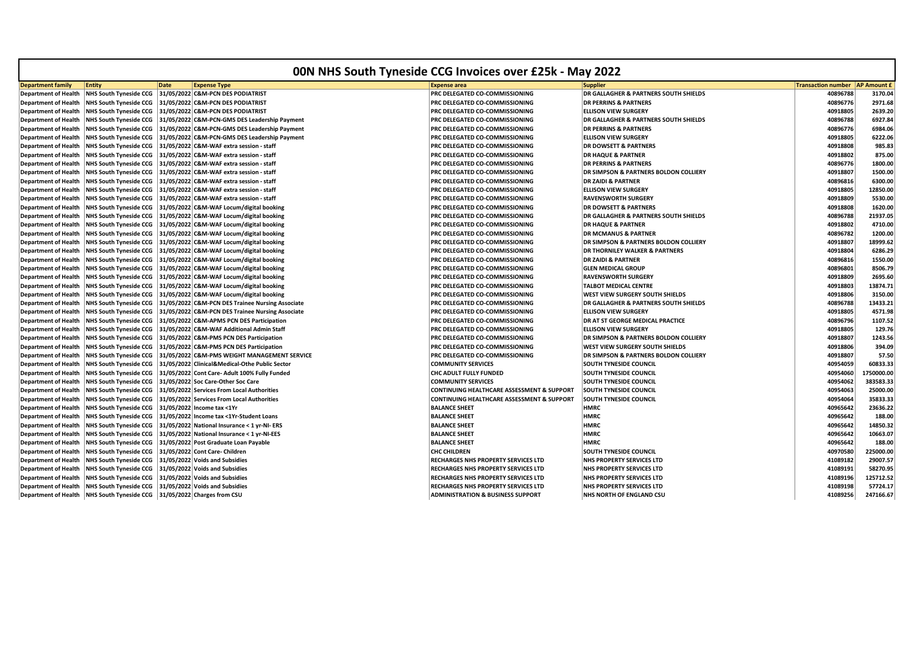# 00N NHS South Tyneside CCG Invoices over £25k - May 2022

| Department family | Entity | Date | Expense Type | Expense area | Supplier | Transaction number | AP Amount £ |
|---|---|---|---|---|---|---|---|
| Department of Health | NHS South Tyneside CCG | 31/05/2022 | C&M-PCN DES PODIATRIST | PRC DELEGATED CO-COMMISSIONING | DR GALLAGHER & PARTNERS SOUTH SHIELDS | 40896788 | 3170.04 |
| Department of Health | NHS South Tyneside CCG | 31/05/2022 | C&M-PCN DES PODIATRIST | PRC DELEGATED CO-COMMISSIONING | DR PERRINS & PARTNERS | 40896776 | 2971.68 |
| Department of Health | NHS South Tyneside CCG | 31/05/2022 | C&M-PCN DES PODIATRIST | PRC DELEGATED CO-COMMISSIONING | ELLISON VIEW SURGERY | 40918805 | 2639.20 |
| Department of Health | NHS South Tyneside CCG | 31/05/2022 | C&M-PCN-GMS DES Leadership Payment | PRC DELEGATED CO-COMMISSIONING | DR GALLAGHER & PARTNERS SOUTH SHIELDS | 40896788 | 6927.84 |
| Department of Health | NHS South Tyneside CCG | 31/05/2022 | C&M-PCN-GMS DES Leadership Payment | PRC DELEGATED CO-COMMISSIONING | DR PERRINS & PARTNERS | 40896776 | 6984.06 |
| Department of Health | NHS South Tyneside CCG | 31/05/2022 | C&M-PCN-GMS DES Leadership Payment | PRC DELEGATED CO-COMMISSIONING | ELLISON VIEW SURGERY | 40918805 | 6222.06 |
| Department of Health | NHS South Tyneside CCG | 31/05/2022 | C&M-WAF extra session - staff | PRC DELEGATED CO-COMMISSIONING | DR DOWSETT & PARTNERS | 40918808 | 985.83 |
| Department of Health | NHS South Tyneside CCG | 31/05/2022 | C&M-WAF extra session - staff | PRC DELEGATED CO-COMMISSIONING | DR HAQUE & PARTNER | 40918802 | 875.00 |
| Department of Health | NHS South Tyneside CCG | 31/05/2022 | C&M-WAF extra session - staff | PRC DELEGATED CO-COMMISSIONING | DR PERRINS & PARTNERS | 40896776 | 1800.00 |
| Department of Health | NHS South Tyneside CCG | 31/05/2022 | C&M-WAF extra session - staff | PRC DELEGATED CO-COMMISSIONING | DR SIMPSON & PARTNERS BOLDON COLLIERY | 40918807 | 1500.00 |
| Department of Health | NHS South Tyneside CCG | 31/05/2022 | C&M-WAF extra session - staff | PRC DELEGATED CO-COMMISSIONING | DR ZAIDI & PARTNER | 40896816 | 6300.00 |
| Department of Health | NHS South Tyneside CCG | 31/05/2022 | C&M-WAF extra session - staff | PRC DELEGATED CO-COMMISSIONING | ELLISON VIEW SURGERY | 40918805 | 12850.00 |
| Department of Health | NHS South Tyneside CCG | 31/05/2022 | C&M-WAF extra session - staff | PRC DELEGATED CO-COMMISSIONING | RAVENSWORTH SURGERY | 40918809 | 5530.00 |
| Department of Health | NHS South Tyneside CCG | 31/05/2022 | C&M-WAF Locum/digital booking | PRC DELEGATED CO-COMMISSIONING | DR DOWSETT & PARTNERS | 40918808 | 1620.00 |
| Department of Health | NHS South Tyneside CCG | 31/05/2022 | C&M-WAF Locum/digital booking | PRC DELEGATED CO-COMMISSIONING | DR GALLAGHER & PARTNERS SOUTH SHIELDS | 40896788 | 21937.05 |
| Department of Health | NHS South Tyneside CCG | 31/05/2022 | C&M-WAF Locum/digital booking | PRC DELEGATED CO-COMMISSIONING | DR HAQUE & PARTNER | 40918802 | 4710.00 |
| Department of Health | NHS South Tyneside CCG | 31/05/2022 | C&M-WAF Locum/digital booking | PRC DELEGATED CO-COMMISSIONING | DR MCMANUS & PARTNER | 40896782 | 1200.00 |
| Department of Health | NHS South Tyneside CCG | 31/05/2022 | C&M-WAF Locum/digital booking | PRC DELEGATED CO-COMMISSIONING | DR SIMPSON & PARTNERS BOLDON COLLIERY | 40918807 | 18999.62 |
| Department of Health | NHS South Tyneside CCG | 31/05/2022 | C&M-WAF Locum/digital booking | PRC DELEGATED CO-COMMISSIONING | DR THORNILEY WALKER & PARTNERS | 40918804 | 6286.29 |
| Department of Health | NHS South Tyneside CCG | 31/05/2022 | C&M-WAF Locum/digital booking | PRC DELEGATED CO-COMMISSIONING | DR ZAIDI & PARTNER | 40896816 | 1550.00 |
| Department of Health | NHS South Tyneside CCG | 31/05/2022 | C&M-WAF Locum/digital booking | PRC DELEGATED CO-COMMISSIONING | GLEN MEDICAL GROUP | 40896801 | 8506.79 |
| Department of Health | NHS South Tyneside CCG | 31/05/2022 | C&M-WAF Locum/digital booking | PRC DELEGATED CO-COMMISSIONING | RAVENSWORTH SURGERY | 40918809 | 2695.60 |
| Department of Health | NHS South Tyneside CCG | 31/05/2022 | C&M-WAF Locum/digital booking | PRC DELEGATED CO-COMMISSIONING | TALBOT MEDICAL CENTRE | 40918803 | 13874.71 |
| Department of Health | NHS South Tyneside CCG | 31/05/2022 | C&M-WAF Locum/digital booking | PRC DELEGATED CO-COMMISSIONING | WEST VIEW SURGERY SOUTH SHIELDS | 40918806 | 3150.00 |
| Department of Health | NHS South Tyneside CCG | 31/05/2022 | C&M-PCN DES Trainee Nursing Associate | PRC DELEGATED CO-COMMISSIONING | DR GALLAGHER & PARTNERS SOUTH SHIELDS | 40896788 | 13433.21 |
| Department of Health | NHS South Tyneside CCG | 31/05/2022 | C&M-PCN DES Trainee Nursing Associate | PRC DELEGATED CO-COMMISSIONING | ELLISON VIEW SURGERY | 40918805 | 4571.98 |
| Department of Health | NHS South Tyneside CCG | 31/05/2022 | C&M-APMS PCN DES Participation | PRC DELEGATED CO-COMMISSIONING | DR AT ST GEORGE MEDICAL PRACTICE | 40896796 | 1107.52 |
| Department of Health | NHS South Tyneside CCG | 31/05/2022 | C&M-WAF Additional Admin Staff | PRC DELEGATED CO-COMMISSIONING | ELLISON VIEW SURGERY | 40918805 | 129.76 |
| Department of Health | NHS South Tyneside CCG | 31/05/2022 | C&M-PMS PCN DES Participation | PRC DELEGATED CO-COMMISSIONING | DR SIMPSON & PARTNERS BOLDON COLLIERY | 40918807 | 1243.56 |
| Department of Health | NHS South Tyneside CCG | 31/05/2022 | C&M-PMS PCN DES Participation | PRC DELEGATED CO-COMMISSIONING | WEST VIEW SURGERY SOUTH SHIELDS | 40918806 | 394.09 |
| Department of Health | NHS South Tyneside CCG | 31/05/2022 | C&M-PMS WEIGHT MANAGEMENT SERVICE | PRC DELEGATED CO-COMMISSIONING | DR SIMPSON & PARTNERS BOLDON COLLIERY | 40918807 | 57.50 |
| Department of Health | NHS South Tyneside CCG | 31/05/2022 | Clinical&Medical-Othe Public Sector | COMMUNITY SERVICES | SOUTH TYNESIDE COUNCIL | 40954059 | 60833.33 |
| Department of Health | NHS South Tyneside CCG | 31/05/2022 | Cont Care- Adult 100% Fully Funded | CHC ADULT FULLY FUNDED | SOUTH TYNESIDE COUNCIL | 40954060 | 1750000.00 |
| Department of Health | NHS South Tyneside CCG | 31/05/2022 | Soc Care-Other Soc Care | COMMUNITY SERVICES | SOUTH TYNESIDE COUNCIL | 40954062 | 383583.33 |
| Department of Health | NHS South Tyneside CCG | 31/05/2022 | Services From Local Authorities | CONTINUING HEALTHCARE ASSESSMENT & SUPPORT | SOUTH TYNESIDE COUNCIL | 40954063 | 25000.00 |
| Department of Health | NHS South Tyneside CCG | 31/05/2022 | Services From Local Authorities | CONTINUING HEALTHCARE ASSESSMENT & SUPPORT | SOUTH TYNESIDE COUNCIL | 40954064 | 35833.33 |
| Department of Health | NHS South Tyneside CCG | 31/05/2022 | Income tax <1Yr | BALANCE SHEET | HMRC | 40965642 | 23636.22 |
| Department of Health | NHS South Tyneside CCG | 31/05/2022 | Income tax <1Yr-Student Loans | BALANCE SHEET | HMRC | 40965642 | 188.00 |
| Department of Health | NHS South Tyneside CCG | 31/05/2022 | National Insurance < 1 yr-NI- ERS | BALANCE SHEET | HMRC | 40965642 | 14850.32 |
| Department of Health | NHS South Tyneside CCG | 31/05/2022 | National Insurance < 1 yr-NI-EES | BALANCE SHEET | HMRC | 40965642 | 10663.07 |
| Department of Health | NHS South Tyneside CCG | 31/05/2022 | Post Graduate Loan Payable | BALANCE SHEET | HMRC | 40965642 | 188.00 |
| Department of Health | NHS South Tyneside CCG | 31/05/2022 | Cont Care- Children | CHC CHILDREN | SOUTH TYNESIDE COUNCIL | 40970580 | 225000.00 |
| Department of Health | NHS South Tyneside CCG | 31/05/2022 | Voids and Subsidies | RECHARGES NHS PROPERTY SERVICES LTD | NHS PROPERTY SERVICES LTD | 41089182 | 29007.57 |
| Department of Health | NHS South Tyneside CCG | 31/05/2022 | Voids and Subsidies | RECHARGES NHS PROPERTY SERVICES LTD | NHS PROPERTY SERVICES LTD | 41089191 | 58270.95 |
| Department of Health | NHS South Tyneside CCG | 31/05/2022 | Voids and Subsidies | RECHARGES NHS PROPERTY SERVICES LTD | NHS PROPERTY SERVICES LTD | 41089196 | 125712.52 |
| Department of Health | NHS South Tyneside CCG | 31/05/2022 | Voids and Subsidies | RECHARGES NHS PROPERTY SERVICES LTD | NHS PROPERTY SERVICES LTD | 41089198 | 57724.17 |
| Department of Health | NHS South Tyneside CCG | 31/05/2022 | Charges from CSU | ADMINISTRATION & BUSINESS SUPPORT | NHS NORTH OF ENGLAND CSU | 41089256 | 247166.67 |